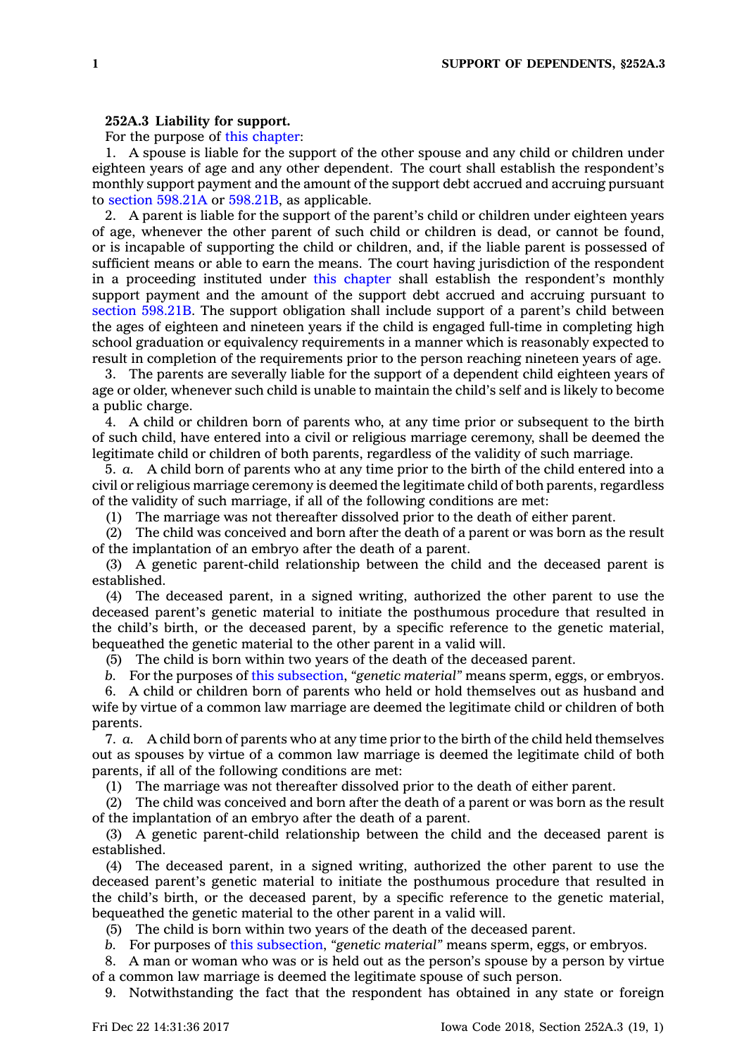**252A.3 Liability for support.**

For the purpose of this chapter:

1. A spouse is liable for the support of the other spouse and any child or children under eighteen years of age and any other dependent. The court shall establish the respondent's monthly support payment and the amount of the support debt accrued and accruing pursuant to section 598.21A or 598.21B, as applicable.

2. A parent is liable for the support of the parent's child or children under eighteen years of age, whenever the other parent of such child or children is dead, or cannot be found, or is incapable of supporting the child or children, and, if the liable parent is possessed of sufficient means or able to earn the means. The court having jurisdiction of the respondent in a proceeding instituted under this chapter shall establish the respondent's monthly support payment and the amount of the support debt accrued and accruing pursuant to section 598.21B. The support obligation shall include support of a parent's child between the ages of eighteen and nineteen years if the child is engaged full-time in completing high school graduation or equivalency requirements in a manner which is reasonably expected to result in completion of the requirements prior to the person reaching nineteen years of age.

3. The parents are severally liable for the support of a dependent child eighteen years of age or older, whenever such child is unable to maintain the child's self and is likely to become a public charge.

4. A child or children born of parents who, at any time prior or subsequent to the birth of such child, have entered into a civil or religious marriage ceremony, shall be deemed the legitimate child or children of both parents, regardless of the validity of such marriage.

5. *a.* A child born of parents who at any time prior to the birth of the child entered into a civil or religious marriage ceremony is deemed the legitimate child of both parents, regardless of the validity of such marriage, if all of the following conditions are met:

(1) The marriage was not thereafter dissolved prior to the death of either parent.

(2) The child was conceived and born after the death of a parent or was born as the result of the implantation of an embryo after the death of a parent.

(3) A genetic parent-child relationship between the child and the deceased parent is established.

(4) The deceased parent, in a signed writing, authorized the other parent to use the deceased parent's genetic material to initiate the posthumous procedure that resulted in the child's birth, or the deceased parent, by a specific reference to the genetic material, bequeathed the genetic material to the other parent in a valid will.

(5) The child is born within two years of the death of the deceased parent.

*b.* For the purposes of this subsection, *"genetic material"* means sperm, eggs, or embryos.

6. A child or children born of parents who held or hold themselves out as husband and wife by virtue of a common law marriage are deemed the legitimate child or children of both parents.

7. *a.* A child born of parents who at any time prior to the birth of the child held themselves out as spouses by virtue of a common law marriage is deemed the legitimate child of both parents, if all of the following conditions are met:

(1) The marriage was not thereafter dissolved prior to the death of either parent.

(2) The child was conceived and born after the death of a parent or was born as the result of the implantation of an embryo after the death of a parent.

(3) A genetic parent-child relationship between the child and the deceased parent is established.

(4) The deceased parent, in a signed writing, authorized the other parent to use the deceased parent's genetic material to initiate the posthumous procedure that resulted in the child's birth, or the deceased parent, by a specific reference to the genetic material, bequeathed the genetic material to the other parent in a valid will.

(5) The child is born within two years of the death of the deceased parent.

*b.* For purposes of this subsection, *"genetic material"* means sperm, eggs, or embryos.

8. A man or woman who was or is held out as the person's spouse by a person by virtue of a common law marriage is deemed the legitimate spouse of such person.

9. Notwithstanding the fact that the respondent has obtained in any state or foreign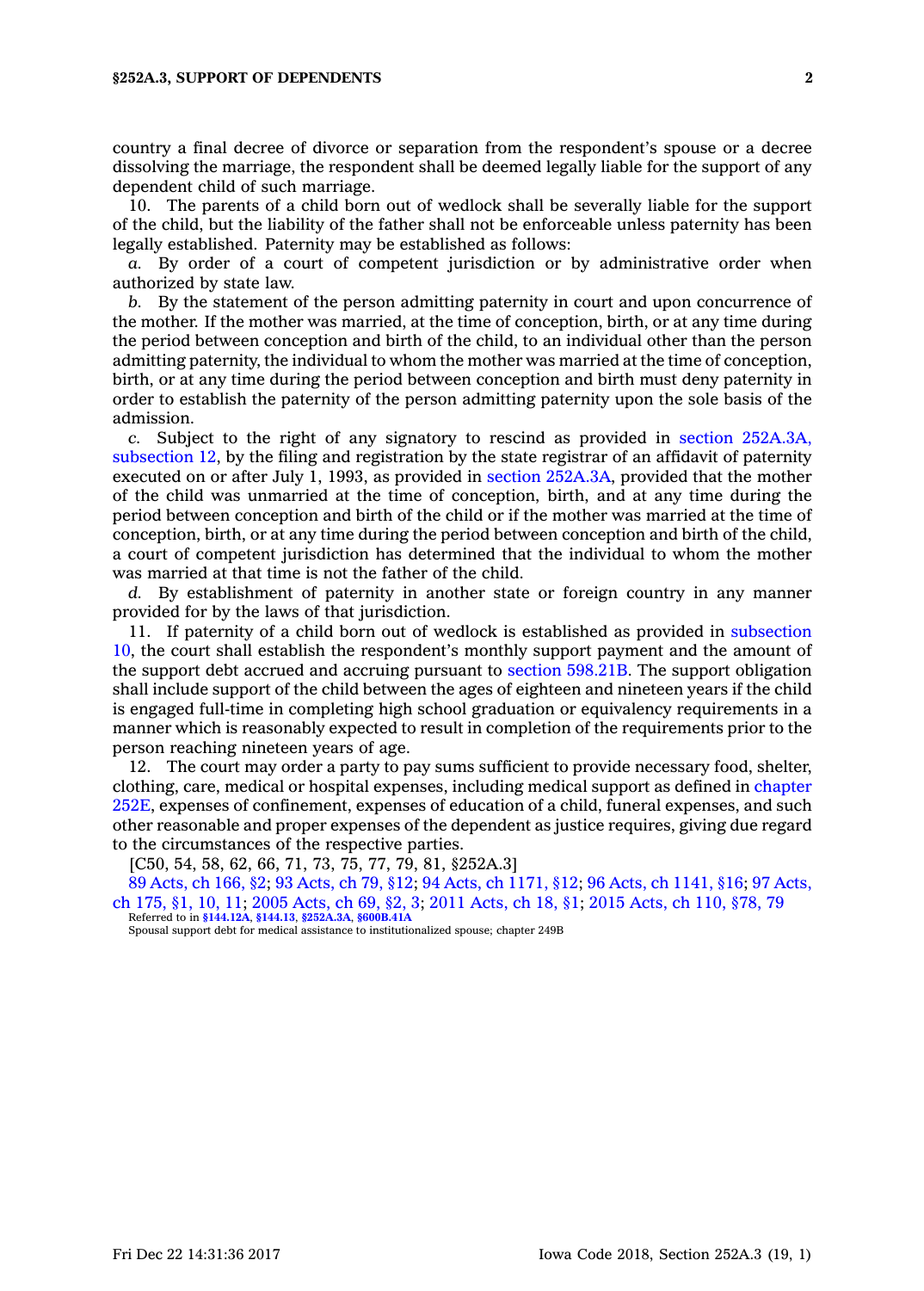country a final decree of divorce or separation from the respondent's spouse or a decree dissolving the marriage, the respondent shall be deemed legally liable for the support of any dependent child of such marriage.

10. The parents of a child born out of wedlock shall be severally liable for the support of the child, but the liability of the father shall not be enforceable unless paternity has been legally established. Paternity may be established as follows:

*a.* By order of a court of competent jurisdiction or by administrative order when authorized by state law.

*b.* By the statement of the person admitting paternity in court and upon concurrence of the mother. If the mother was married, at the time of conception, birth, or at any time during the period between conception and birth of the child, to an individual other than the person admitting paternity, the individual to whom the mother was married at the time of conception, birth, or at any time during the period between conception and birth must deny paternity in order to establish the paternity of the person admitting paternity upon the sole basis of the admission.

*c.* Subject to the right of any signatory to rescind as provided in section 252A.3A, subsection 12, by the filing and registration by the state registrar of an affidavit of paternity executed on or after July 1, 1993, as provided in section 252A.3A, provided that the mother of the child was unmarried at the time of conception, birth, and at any time during the period between conception and birth of the child or if the mother was married at the time of conception, birth, or at any time during the period between conception and birth of the child, a court of competent jurisdiction has determined that the individual to whom the mother was married at that time is not the father of the child.

*d.* By establishment of paternity in another state or foreign country in any manner provided for by the laws of that jurisdiction.

11. If paternity of a child born out of wedlock is established as provided in subsection 10, the court shall establish the respondent's monthly support payment and the amount of the support debt accrued and accruing pursuant to section 598.21B. The support obligation shall include support of the child between the ages of eighteen and nineteen years if the child is engaged full-time in completing high school graduation or equivalency requirements in a manner which is reasonably expected to result in completion of the requirements prior to the person reaching nineteen years of age.

12. The court may order a party to pay sums sufficient to provide necessary food, shelter, clothing, care, medical or hospital expenses, including medical support as defined in chapter 252E, expenses of confinement, expenses of education of a child, funeral expenses, and such other reasonable and proper expenses of the dependent as justice requires, giving due regard to the circumstances of the respective parties.

[C50, 54, 58, 62, 66, 71, 73, 75, 77, 79, 81, §252A.3]

89 Acts, ch 166, §2; 93 Acts, ch 79, §12; 94 Acts, ch 1171, §12; 96 Acts, ch 1141, §16; 97 Acts, ch 175, §1, 10, 11; 2005 Acts, ch 69, §2, 3; 2011 Acts, ch 18, §1; 2015 Acts, ch 110, §78, 79

Referred to in **§144.12A**, **§144.13**, **§252A.3A**, **§600B.41A**

Spousal support debt for medical assistance to institutionalized spouse; chapter 249B